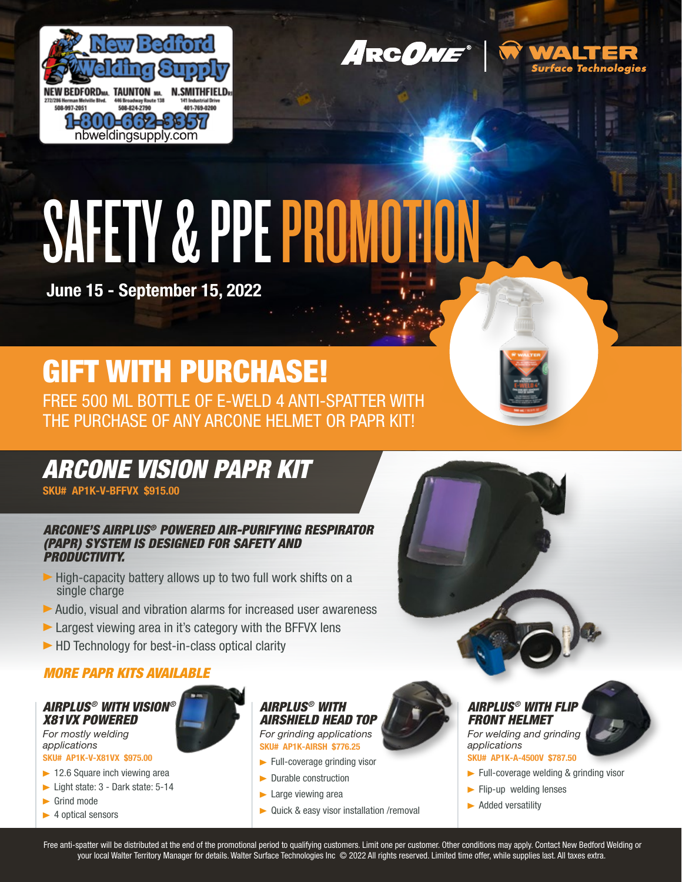New Bedford Welding Supply

NEW BEDFORD MA. 272/296 Herman Melville Blvd. 508-997-2051
TAUNTON MA. 446 Broadway Route 138 508-824-2790
N.SMITHFIELD RI 141 Industrial Drive 401-769-0200

1-800-662-3357
nbweldingsupply.com

ARCONE® | WALTER Surface Technologies

# SAFETY & PPE PROMOTION

**June 15 - September 15, 2022**

## GIFT WITH PURCHASE!

FREE 500 ML BOTTLE OF E-WELD 4 ANTI-SPATTER WITH THE PURCHASE OF ANY ARCONE HELMET OR PAPR KIT!

## *ARCONE VISION PAPR KIT*

**SKU# AP1K-V-BFFVX $915.00**

***ARCONE'S AIRPLUS® POWERED AIR-PURIFYING RESPIRATOR (PAPR) SYSTEM IS DESIGNED FOR SAFETY AND PRODUCTIVITY.***

- High-capacity battery allows up to two full work shifts on a single charge
- Audio, visual and vibration alarms for increased user awareness
- Largest viewing area in it's category with the BFFVX lens
- HD Technology for best-in-class optical clarity

### *MORE PAPR KITS AVAILABLE*

#### *AIRPLUS® WITH VISION® X81VX POWERED*

*For mostly welding applications*

**SKU# AP1K-V-X81VX $975.00**

- 12.6 Square inch viewing area
- Light state: 3 - Dark state: 5-14
- Grind mode
- 4 optical sensors

#### *AIRPLUS® WITH AIRSHIELD HEAD TOP*

*For grinding applications*

**SKU# AP1K-AIRSH $776.25**

- Full-coverage grinding visor
- Durable construction
- Large viewing area
- Quick & easy visor installation /removal

#### *AIRPLUS® WITH FLIP FRONT HELMET*

*For welding and grinding applications*

**SKU# AP1K-A-4500V $787.50**

- Full-coverage welding & grinding visor
- Flip-up welding lenses
- Added versatility

Free anti-spatter will be distributed at the end of the promotional period to qualifying customers. Limit one per customer. Other conditions may apply. Contact New Bedford Welding or your local Walter Territory Manager for details. Walter Surface Technologies Inc © 2022 All rights reserved. Limited time offer, while supplies last. All taxes extra.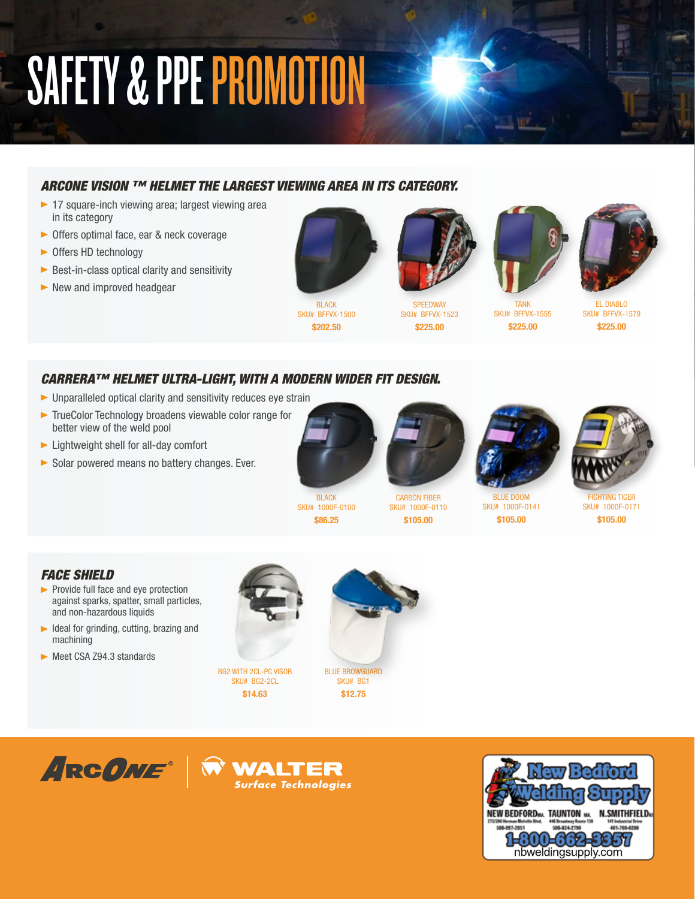# SAFETY & PPE PROMOTION

## ARCONE VISION ™ HELMET THE LARGEST VIEWING AREA IN ITS CATEGORY.

- 17 square-inch viewing area; largest viewing area in its category
- Offers optimal face, ear & neck coverage
- Offers HD technology
- Best-in-class optical clarity and sensitivity
- New and improved headgear

| | | | |
|---|---|---|---|
| BLACK | SPEEDWAY | TANK | EL DIABLO |
| SKU# BFFVX-1500 | SKU# BFFVX-1523 | SKU# BFFVX-1555 | SKU# BFFVX-1579 |
| **$202.50** | **$225.00** | **$225.00** | **$225.00** |

## CARRERA™ HELMET ULTRA-LIGHT, WITH A MODERN WIDER FIT DESIGN.

- Unparalleled optical clarity and sensitivity reduces eye strain
- TrueColor Technology broadens viewable color range for better view of the weld pool
- Lightweight shell for all-day comfort
- Solar powered means no battery changes. Ever.

| | | | |
|---|---|---|---|
| BLACK | CARBON FIBER | BLUE DOOM | FIGHTING TIGER |
| SKU# 1000F-0100 | SKU# 1000F-0110 | SKU# 1000F-0141 | SKU# 1000F-0171 |
| **$86.25** | **$105.00** | **$105.00** | **$105.00** |

## FACE SHIELD

- Provide full face and eye protection against sparks, spatter, small particles, and non-hazardous liquids
- Ideal for grinding, cutting, brazing and machining
- Meet CSA Z94.3 standards

| | |
|---|---|
| BG2 WITH 2CL-PC VISOR | BLUE BROWGUARD |
| SKU# BG2-2CL | SKU# BG1 |
| **$14.63** | **$12.75** |

ARCONE® | WALTER Surface Technologies

New Bedford Welding Supply

NEW BEDFORD MA. 272/286 Herman Melville Blvd. 508-997-2051 | TAUNTON MA. 446 Broadway Route 138 508-824-2790 | N.SMITHFIELD RI 141 Industrial Drive 401-769-0200

1-800-662-3357

nbweldingsupply.com